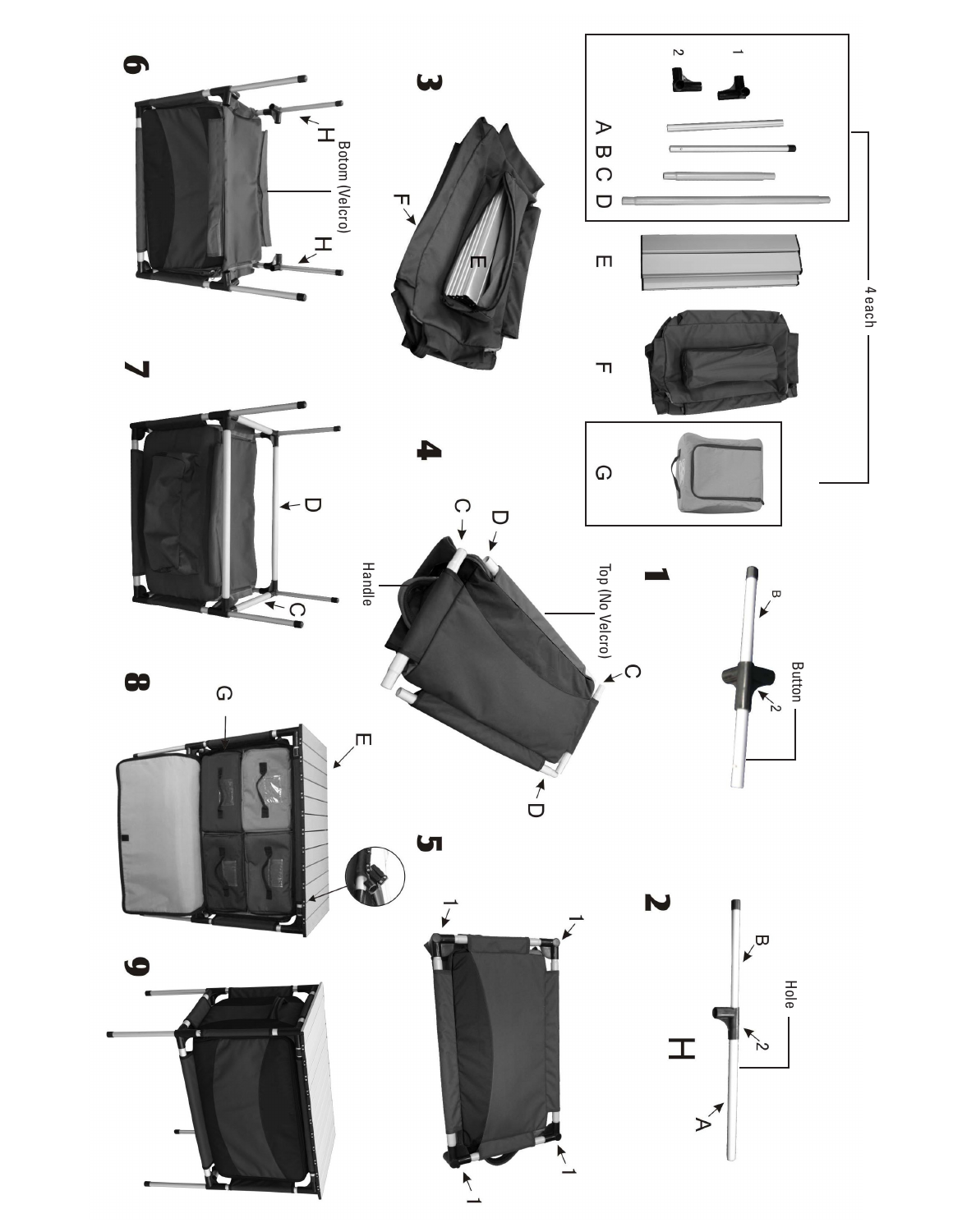4 each

1

2

A B C D

E

F

G

**1**

B

Button

2

**2**

B

Hole

2

H

A

**3**

F

E

**4**

C

D

Top (No Velcro)

Handle

C

D

**5**

1

1

1

1

**6**

H

Botom (Velcro)

H

**7**

D

C

**8**

G

E

**9**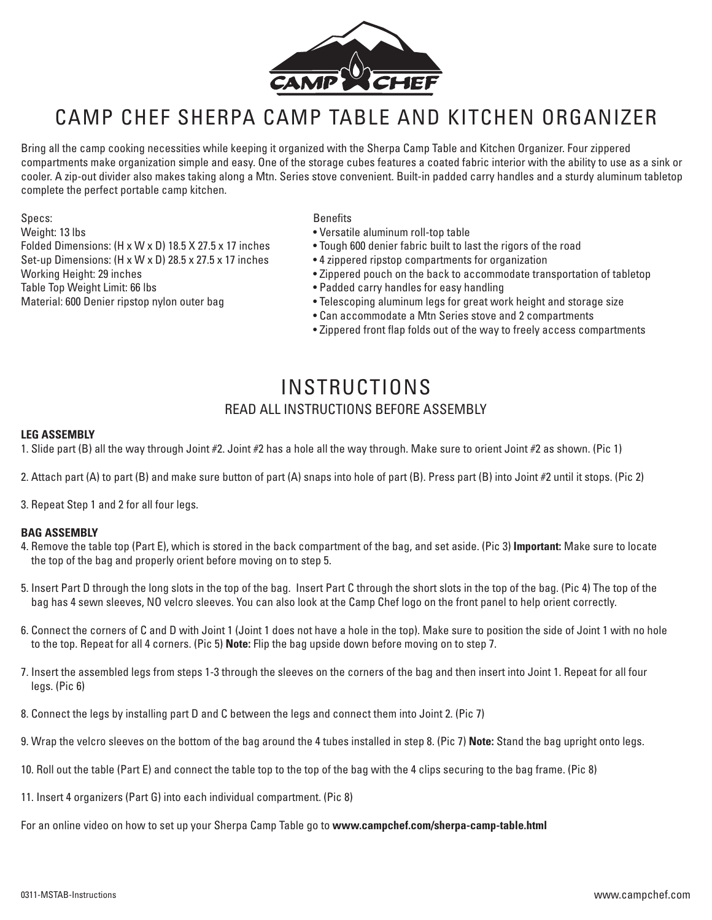# CAMP CHEF SHERPA CAMP TABLE AND KITCHEN ORGANIZER

Bring all the camp cooking necessities while keeping it organized with the Sherpa Camp Table and Kitchen Organizer. Four zippered compartments make organization simple and easy. One of the storage cubes features a coated fabric interior with the ability to use as a sink or cooler. A zip-out divider also makes taking along a Mtn. Series stove convenient. Built-in padded carry handles and a sturdy aluminum tabletop complete the perfect portable camp kitchen.

Specs:
Weight: 13 lbs
Folded Dimensions: (H x W x D) 18.5 X 27.5 x 17 inches
Set-up Dimensions: (H x W x D) 28.5 x 27.5 x 17 inches
Working Height: 29 inches
Table Top Weight Limit: 66 lbs
Material: 600 Denier ripstop nylon outer bag

Benefits
- Versatile aluminum roll-top table
- Tough 600 denier fabric built to last the rigors of the road
- 4 zippered ripstop compartments for organization
- Zippered pouch on the back to accommodate transportation of tabletop
- Padded carry handles for easy handling
- Telescoping aluminum legs for great work height and storage size
- Can accommodate a Mtn Series stove and 2 compartments
- Zippered front flap folds out of the way to freely access compartments

## INSTRUCTIONS

### READ ALL INSTRUCTIONS BEFORE ASSEMBLY

**LEG ASSEMBLY**

1. Slide part (B) all the way through Joint #2. Joint #2 has a hole all the way through. Make sure to orient Joint #2 as shown. (Pic 1)

2. Attach part (A) to part (B) and make sure button of part (A) snaps into hole of part (B). Press part (B) into Joint #2 until it stops. (Pic 2)

3. Repeat Step 1 and 2 for all four legs.

**BAG ASSEMBLY**

4. Remove the table top (Part E), which is stored in the back compartment of the bag, and set aside. (Pic 3) **Important:** Make sure to locate the top of the bag and properly orient before moving on to step 5.

5. Insert Part D through the long slots in the top of the bag. Insert Part C through the short slots in the top of the bag. (Pic 4) The top of the bag has 4 sewn sleeves, NO velcro sleeves. You can also look at the Camp Chef logo on the front panel to help orient correctly.

6. Connect the corners of C and D with Joint 1 (Joint 1 does not have a hole in the top). Make sure to position the side of Joint 1 with no hole to the top. Repeat for all 4 corners. (Pic 5) **Note:** Flip the bag upside down before moving on to step 7.

7. Insert the assembled legs from steps 1-3 through the sleeves on the corners of the bag and then insert into Joint 1. Repeat for all four legs. (Pic 6)

8. Connect the legs by installing part D and C between the legs and connect them into Joint 2. (Pic 7)

9. Wrap the velcro sleeves on the bottom of the bag around the 4 tubes installed in step 8. (Pic 7) **Note:** Stand the bag upright onto legs.

10. Roll out the table (Part E) and connect the table top to the top of the bag with the 4 clips securing to the bag frame. (Pic 8)

11. Insert 4 organizers (Part G) into each individual compartment. (Pic 8)

For an online video on how to set up your Sherpa Camp Table go to **www.campchef.com/sherpa-camp-table.html**

0311-MSTAB-Instructions

www.campchef.com